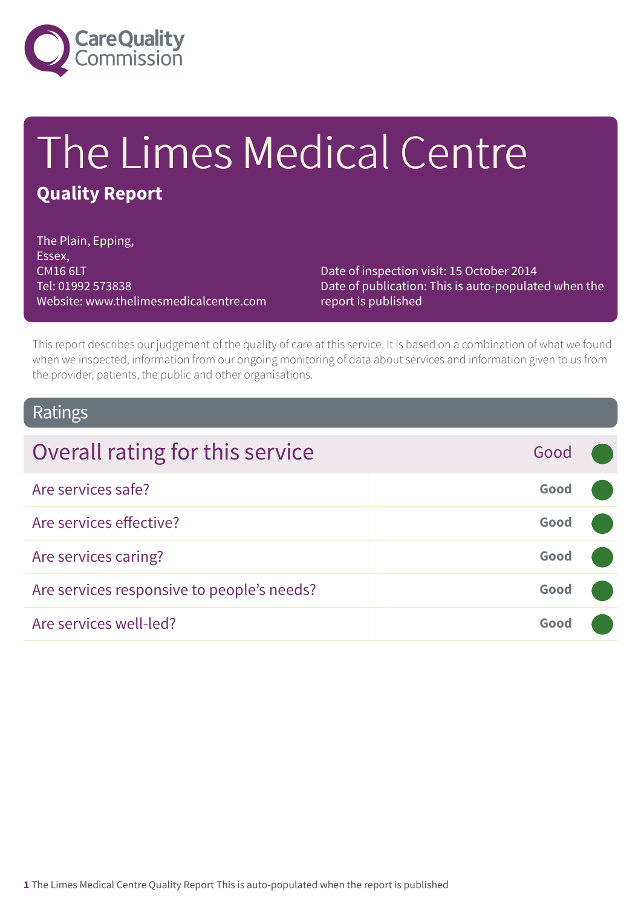Care Quality Commission

# The Limes Medical Centre

## Quality Report

The Plain, Epping,
Essex,
CM16 6LT
Tel: 01992 573838
Website: www.thelimesmedicalcentre.com

Date of inspection visit: 15 October 2014
Date of publication: This is auto-populated when the report is published

This report describes our judgement of the quality of care at this service. It is based on a combination of what we found when we inspected, information from our ongoing monitoring of data about services and information given to us from the provider, patients, the public and other organisations.

## Ratings

| Overall rating for this service | Good |
|---|---|
| Are services safe? | **Good** |
| Are services effective? | **Good** |
| Are services caring? | **Good** |
| Are services responsive to people's needs? | **Good** |
| Are services well-led? | **Good** |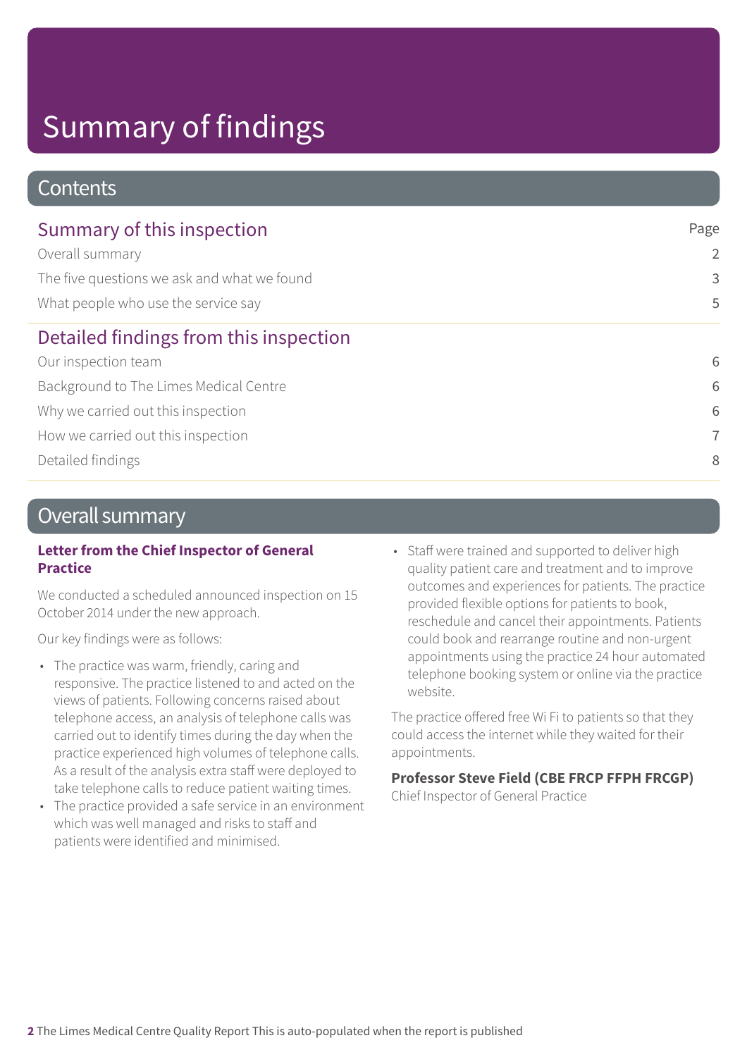# Summary of findings

## Contents

| Summary of this inspection | Page |
| --- | --- |
| Overall summary | 2 |
| The five questions we ask and what we found | 3 |
| What people who use the service say | 5 |
| **Detailed findings from this inspection** | |
| Our inspection team | 6 |
| Background to The Limes Medical Centre | 6 |
| Why we carried out this inspection | 6 |
| How we carried out this inspection | 7 |
| Detailed findings | 8 |

## Overall summary

### Letter from the Chief Inspector of General Practice

We conducted a scheduled announced inspection on 15 October 2014 under the new approach.

Our key findings were as follows:

- The practice was warm, friendly, caring and responsive. The practice listened to and acted on the views of patients. Following concerns raised about telephone access, an analysis of telephone calls was carried out to identify times during the day when the practice experienced high volumes of telephone calls. As a result of the analysis extra staff were deployed to take telephone calls to reduce patient waiting times.
- The practice provided a safe service in an environment which was well managed and risks to staff and patients were identified and minimised.
- Staff were trained and supported to deliver high quality patient care and treatment and to improve outcomes and experiences for patients. The practice provided flexible options for patients to book, reschedule and cancel their appointments. Patients could book and rearrange routine and non-urgent appointments using the practice 24 hour automated telephone booking system or online via the practice website.

The practice offered free Wi Fi to patients so that they could access the internet while they waited for their appointments.

**Professor Steve Field (CBE FRCP FFPH FRCGP)**
Chief Inspector of General Practice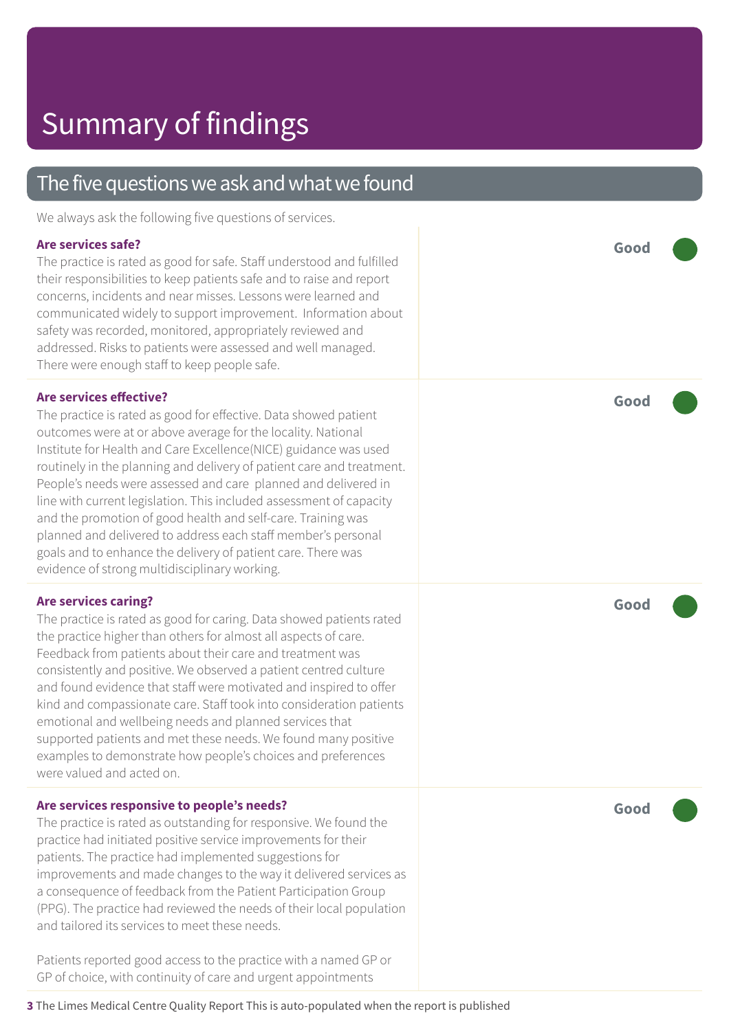# Summary of findings

## The five questions we ask and what we found

We always ask the following five questions of services.

### Are services safe?

**Good**

The practice is rated as good for safe. Staff understood and fulfilled their responsibilities to keep patients safe and to raise and report concerns, incidents and near misses. Lessons were learned and communicated widely to support improvement. Information about safety was recorded, monitored, appropriately reviewed and addressed. Risks to patients were assessed and well managed. There were enough staff to keep people safe.

### Are services effective?

**Good**

The practice is rated as good for effective. Data showed patient outcomes were at or above average for the locality. National Institute for Health and Care Excellence(NICE) guidance was used routinely in the planning and delivery of patient care and treatment. People's needs were assessed and care planned and delivered in line with current legislation. This included assessment of capacity and the promotion of good health and self-care. Training was planned and delivered to address each staff member's personal goals and to enhance the delivery of patient care. There was evidence of strong multidisciplinary working.

### Are services caring?

**Good**

The practice is rated as good for caring. Data showed patients rated the practice higher than others for almost all aspects of care. Feedback from patients about their care and treatment was consistently and positive. We observed a patient centred culture and found evidence that staff were motivated and inspired to offer kind and compassionate care. Staff took into consideration patients emotional and wellbeing needs and planned services that supported patients and met these needs. We found many positive examples to demonstrate how people's choices and preferences were valued and acted on.

### Are services responsive to people's needs?

**Good**

The practice is rated as outstanding for responsive. We found the practice had initiated positive service improvements for their patients. The practice had implemented suggestions for improvements and made changes to the way it delivered services as a consequence of feedback from the Patient Participation Group (PPG). The practice had reviewed the needs of their local population and tailored its services to meet these needs.

Patients reported good access to the practice with a named GP or GP of choice, with continuity of care and urgent appointments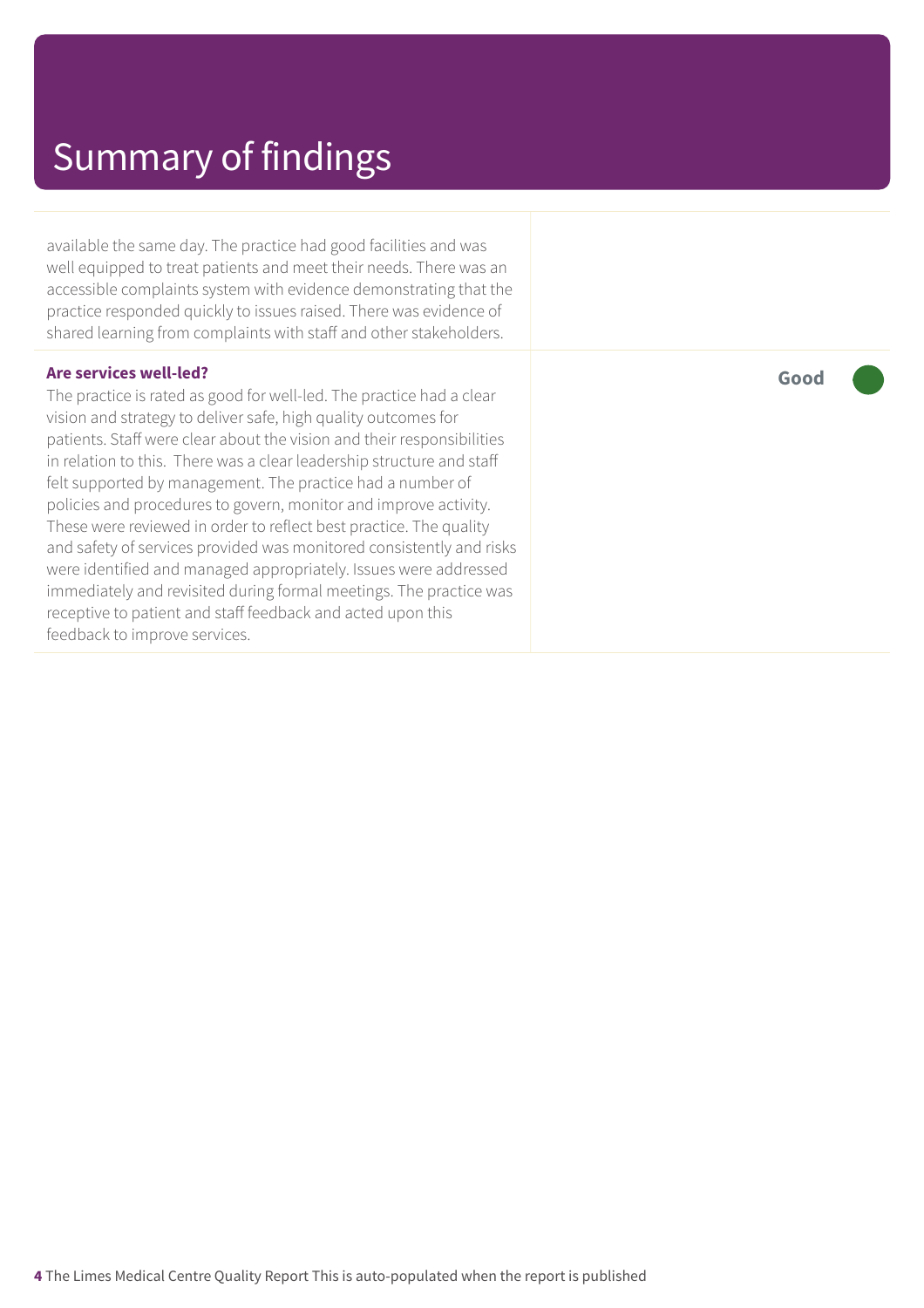# Summary of findings

| | |
|---|---|
| available the same day. The practice had good facilities and was well equipped to treat patients and meet their needs. There was an accessible complaints system with evidence demonstrating that the practice responded quickly to issues raised. There was evidence of shared learning from complaints with staff and other stakeholders. | |
| **Are services well-led?**<br>The practice is rated as good for well-led. The practice had a clear vision and strategy to deliver safe, high quality outcomes for patients. Staff were clear about the vision and their responsibilities in relation to this. There was a clear leadership structure and staff felt supported by management. The practice had a number of policies and procedures to govern, monitor and improve activity. These were reviewed in order to reflect best practice. The quality and safety of services provided was monitored consistently and risks were identified and managed appropriately. Issues were addressed immediately and revisited during formal meetings. The practice was receptive to patient and staff feedback and acted upon this feedback to improve services. | **Good** |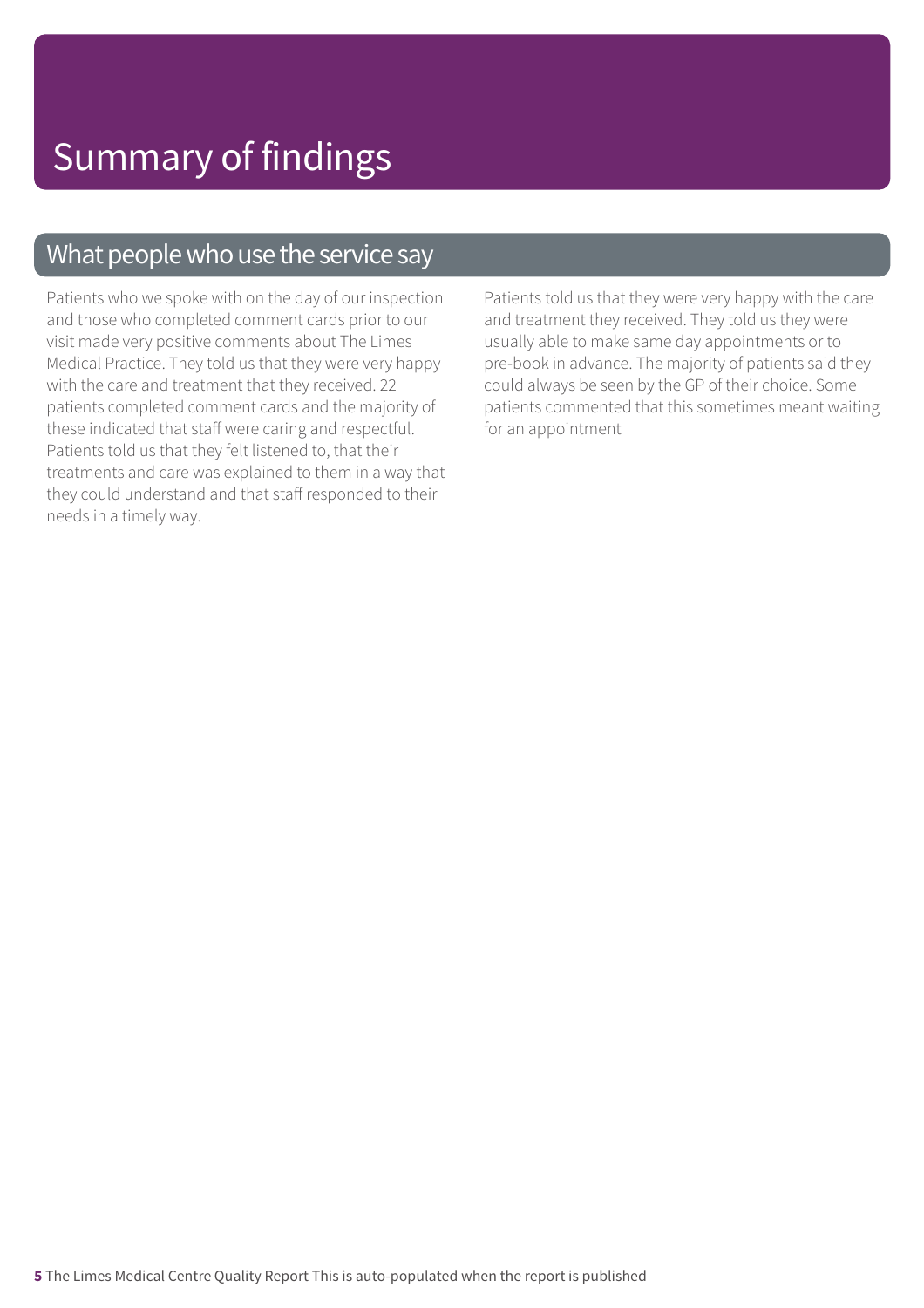# Summary of findings

## What people who use the service say

Patients who we spoke with on the day of our inspection and those who completed comment cards prior to our visit made very positive comments about The Limes Medical Practice. They told us that they were very happy with the care and treatment that they received. 22 patients completed comment cards and the majority of these indicated that staff were caring and respectful. Patients told us that they felt listened to, that their treatments and care was explained to them in a way that they could understand and that staff responded to their needs in a timely way.

Patients told us that they were very happy with the care and treatment they received. They told us they were usually able to make same day appointments or to pre-book in advance. The majority of patients said they could always be seen by the GP of their choice. Some patients commented that this sometimes meant waiting for an appointment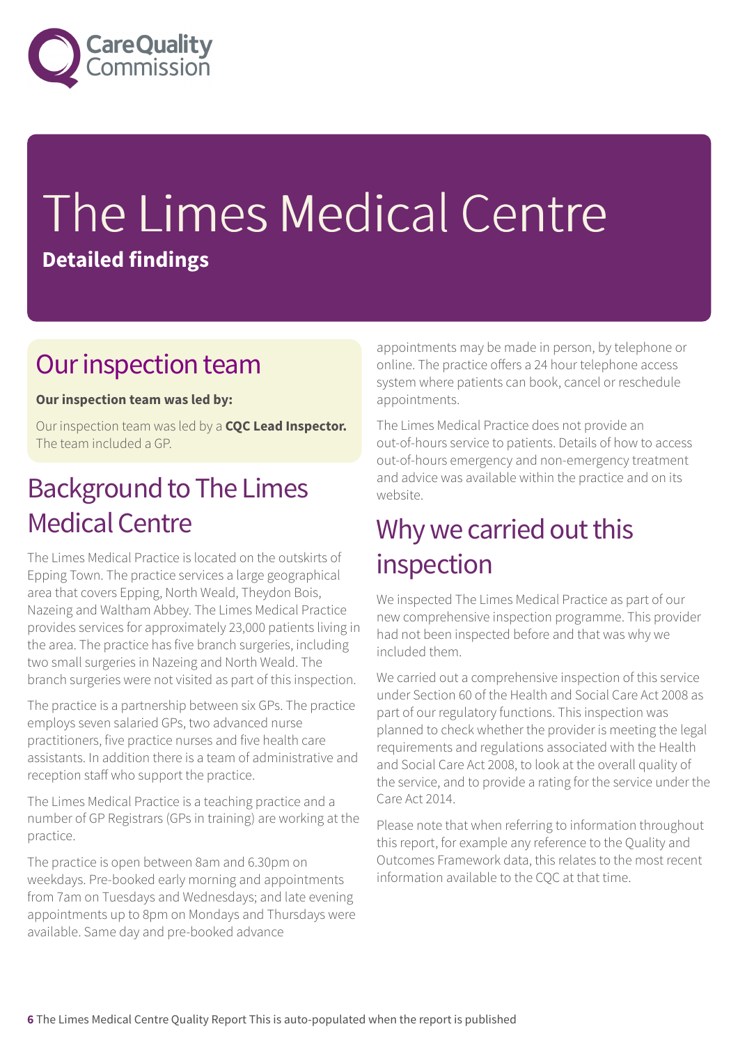# The Limes Medical Centre

**Detailed findings**

## Our inspection team

**Our inspection team was led by:**

Our inspection team was led by a **CQC Lead Inspector.** The team included a GP.

## Background to The Limes Medical Centre

The Limes Medical Practice is located on the outskirts of Epping Town. The practice services a large geographical area that covers Epping, North Weald, Theydon Bois, Nazeing and Waltham Abbey. The Limes Medical Practice provides services for approximately 23,000 patients living in the area. The practice has five branch surgeries, including two small surgeries in Nazeing and North Weald. The branch surgeries were not visited as part of this inspection.

The practice is a partnership between six GPs. The practice employs seven salaried GPs, two advanced nurse practitioners, five practice nurses and five health care assistants. In addition there is a team of administrative and reception staff who support the practice.

The Limes Medical Practice is a teaching practice and a number of GP Registrars (GPs in training) are working at the practice.

The practice is open between 8am and 6.30pm on weekdays. Pre-booked early morning and appointments from 7am on Tuesdays and Wednesdays; and late evening appointments up to 8pm on Mondays and Thursdays were available. Same day and pre-booked advance appointments may be made in person, by telephone or online. The practice offers a 24 hour telephone access system where patients can book, cancel or reschedule appointments.

The Limes Medical Practice does not provide an out-of-hours service to patients. Details of how to access out-of-hours emergency and non-emergency treatment and advice was available within the practice and on its website.

## Why we carried out this inspection

We inspected The Limes Medical Practice as part of our new comprehensive inspection programme. This provider had not been inspected before and that was why we included them.

We carried out a comprehensive inspection of this service under Section 60 of the Health and Social Care Act 2008 as part of our regulatory functions. This inspection was planned to check whether the provider is meeting the legal requirements and regulations associated with the Health and Social Care Act 2008, to look at the overall quality of the service, and to provide a rating for the service under the Care Act 2014.

Please note that when referring to information throughout this report, for example any reference to the Quality and Outcomes Framework data, this relates to the most recent information available to the CQC at that time.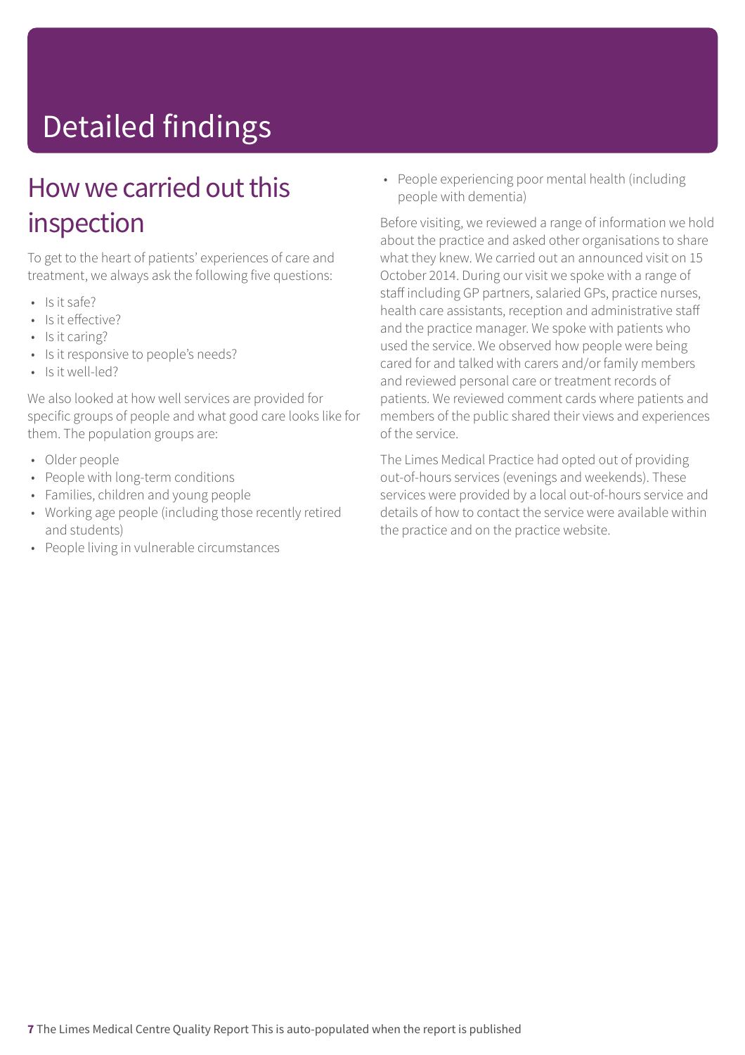# Detailed findings

## How we carried out this inspection

To get to the heart of patients' experiences of care and treatment, we always ask the following five questions:

- Is it safe?
- Is it effective?
- Is it caring?
- Is it responsive to people's needs?
- Is it well-led?

We also looked at how well services are provided for specific groups of people and what good care looks like for them. The population groups are:

- Older people
- People with long-term conditions
- Families, children and young people
- Working age people (including those recently retired and students)
- People living in vulnerable circumstances
- People experiencing poor mental health (including people with dementia)

Before visiting, we reviewed a range of information we hold about the practice and asked other organisations to share what they knew. We carried out an announced visit on 15 October 2014. During our visit we spoke with a range of staff including GP partners, salaried GPs, practice nurses, health care assistants, reception and administrative staff and the practice manager. We spoke with patients who used the service. We observed how people were being cared for and talked with carers and/or family members and reviewed personal care or treatment records of patients. We reviewed comment cards where patients and members of the public shared their views and experiences of the service.

The Limes Medical Practice had opted out of providing out-of-hours services (evenings and weekends). These services were provided by a local out-of-hours service and details of how to contact the service were available within the practice and on the practice website.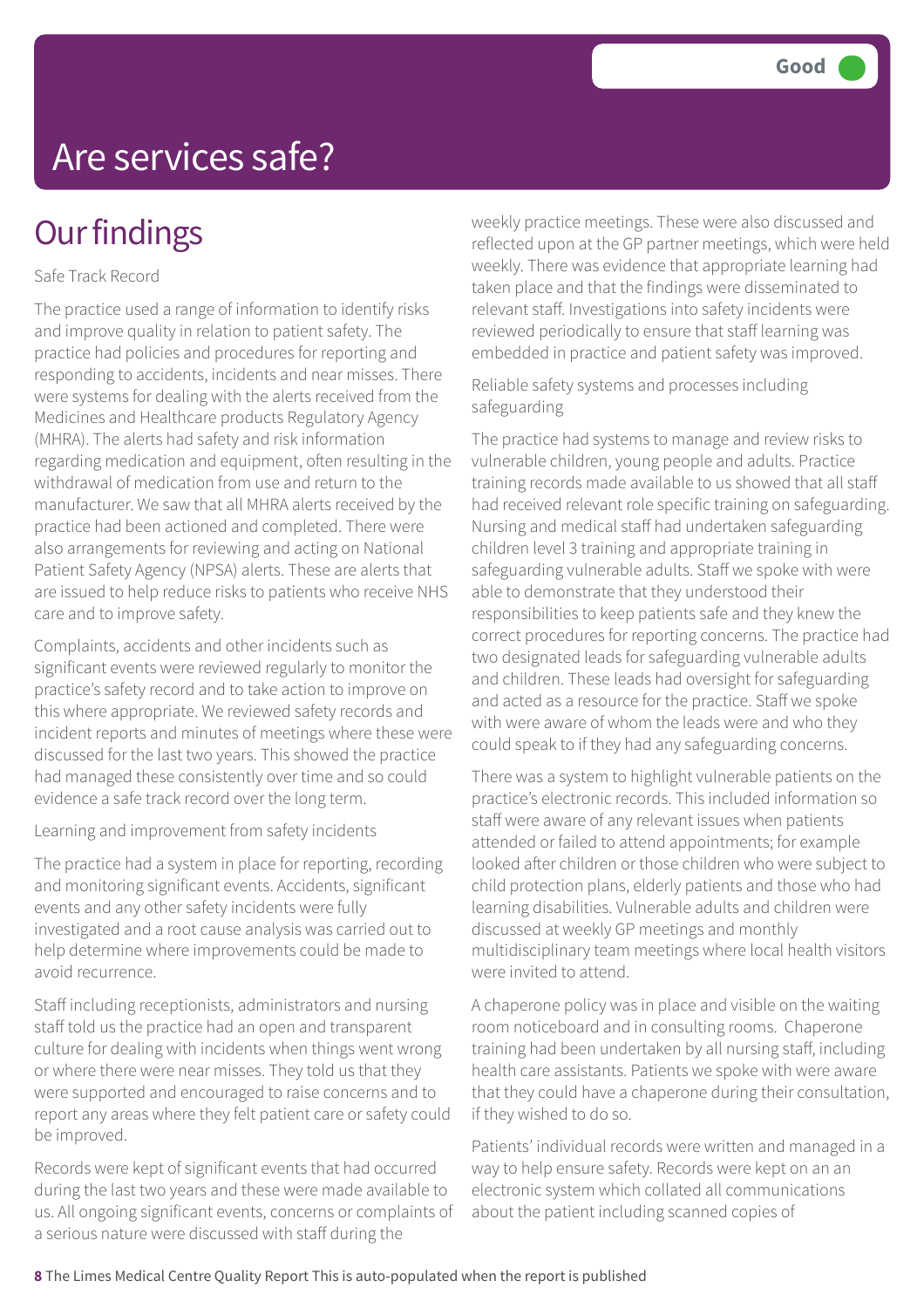Good

# Are services safe?

## Our findings

Safe Track Record

The practice used a range of information to identify risks and improve quality in relation to patient safety. The practice had policies and procedures for reporting and responding to accidents, incidents and near misses. There were systems for dealing with the alerts received from the Medicines and Healthcare products Regulatory Agency (MHRA). The alerts had safety and risk information regarding medication and equipment, often resulting in the withdrawal of medication from use and return to the manufacturer. We saw that all MHRA alerts received by the practice had been actioned and completed. There were also arrangements for reviewing and acting on National Patient Safety Agency (NPSA) alerts. These are alerts that are issued to help reduce risks to patients who receive NHS care and to improve safety.

Complaints, accidents and other incidents such as significant events were reviewed regularly to monitor the practice's safety record and to take action to improve on this where appropriate. We reviewed safety records and incident reports and minutes of meetings where these were discussed for the last two years. This showed the practice had managed these consistently over time and so could evidence a safe track record over the long term.

Learning and improvement from safety incidents

The practice had a system in place for reporting, recording and monitoring significant events. Accidents, significant events and any other safety incidents were fully investigated and a root cause analysis was carried out to help determine where improvements could be made to avoid recurrence.

Staff including receptionists, administrators and nursing staff told us the practice had an open and transparent culture for dealing with incidents when things went wrong or where there were near misses. They told us that they were supported and encouraged to raise concerns and to report any areas where they felt patient care or safety could be improved.

Records were kept of significant events that had occurred during the last two years and these were made available to us. All ongoing significant events, concerns or complaints of a serious nature were discussed with staff during the weekly practice meetings. These were also discussed and reflected upon at the GP partner meetings, which were held weekly. There was evidence that appropriate learning had taken place and that the findings were disseminated to relevant staff. Investigations into safety incidents were reviewed periodically to ensure that staff learning was embedded in practice and patient safety was improved.

Reliable safety systems and processes including safeguarding

The practice had systems to manage and review risks to vulnerable children, young people and adults. Practice training records made available to us showed that all staff had received relevant role specific training on safeguarding. Nursing and medical staff had undertaken safeguarding children level 3 training and appropriate training in safeguarding vulnerable adults. Staff we spoke with were able to demonstrate that they understood their responsibilities to keep patients safe and they knew the correct procedures for reporting concerns. The practice had two designated leads for safeguarding vulnerable adults and children. These leads had oversight for safeguarding and acted as a resource for the practice. Staff we spoke with were aware of whom the leads were and who they could speak to if they had any safeguarding concerns.

There was a system to highlight vulnerable patients on the practice's electronic records. This included information so staff were aware of any relevant issues when patients attended or failed to attend appointments; for example looked after children or those children who were subject to child protection plans, elderly patients and those who had learning disabilities. Vulnerable adults and children were discussed at weekly GP meetings and monthly multidisciplinary team meetings where local health visitors were invited to attend.

A chaperone policy was in place and visible on the waiting room noticeboard and in consulting rooms. Chaperone training had been undertaken by all nursing staff, including health care assistants. Patients we spoke with were aware that they could have a chaperone during their consultation, if they wished to do so.

Patients' individual records were written and managed in a way to help ensure safety. Records were kept on an an electronic system which collated all communications about the patient including scanned copies of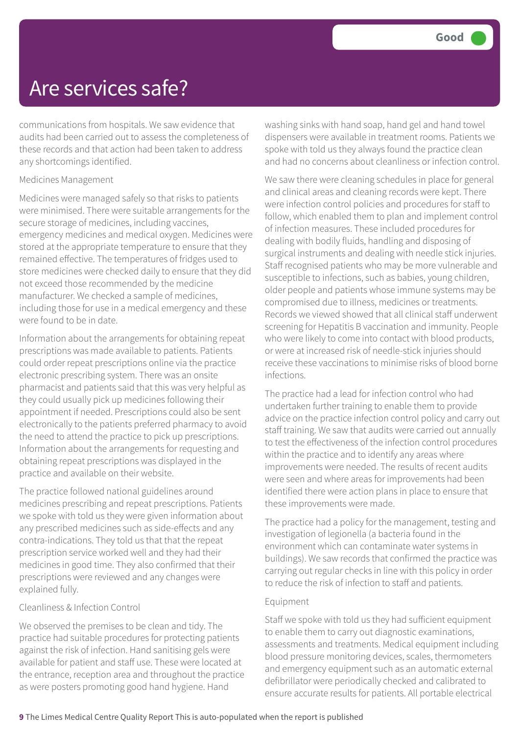# Are services safe?

Good

communications from hospitals. We saw evidence that audits had been carried out to assess the completeness of these records and that action had been taken to address any shortcomings identified.

Medicines Management

Medicines were managed safely so that risks to patients were minimised. There were suitable arrangements for the secure storage of medicines, including vaccines, emergency medicines and medical oxygen. Medicines were stored at the appropriate temperature to ensure that they remained effective. The temperatures of fridges used to store medicines were checked daily to ensure that they did not exceed those recommended by the medicine manufacturer. We checked a sample of medicines, including those for use in a medical emergency and these were found to be in date.

Information about the arrangements for obtaining repeat prescriptions was made available to patients. Patients could order repeat prescriptions online via the practice electronic prescribing system. There was an onsite pharmacist and patients said that this was very helpful as they could usually pick up medicines following their appointment if needed. Prescriptions could also be sent electronically to the patients preferred pharmacy to avoid the need to attend the practice to pick up prescriptions. Information about the arrangements for requesting and obtaining repeat prescriptions was displayed in the practice and available on their website.

The practice followed national guidelines around medicines prescribing and repeat prescriptions. Patients we spoke with told us they were given information about any prescribed medicines such as side-effects and any contra-indications. They told us that that the repeat prescription service worked well and they had their medicines in good time. They also confirmed that their prescriptions were reviewed and any changes were explained fully.

Cleanliness & Infection Control

We observed the premises to be clean and tidy. The practice had suitable procedures for protecting patients against the risk of infection. Hand sanitising gels were available for patient and staff use. These were located at the entrance, reception area and throughout the practice as were posters promoting good hand hygiene. Hand washing sinks with hand soap, hand gel and hand towel dispensers were available in treatment rooms. Patients we spoke with told us they always found the practice clean and had no concerns about cleanliness or infection control.

We saw there were cleaning schedules in place for general and clinical areas and cleaning records were kept. There were infection control policies and procedures for staff to follow, which enabled them to plan and implement control of infection measures. These included procedures for dealing with bodily fluids, handling and disposing of surgical instruments and dealing with needle stick injuries. Staff recognised patients who may be more vulnerable and susceptible to infections, such as babies, young children, older people and patients whose immune systems may be compromised due to illness, medicines or treatments. Records we viewed showed that all clinical staff underwent screening for Hepatitis B vaccination and immunity. People who were likely to come into contact with blood products, or were at increased risk of needle-stick injuries should receive these vaccinations to minimise risks of blood borne infections.

The practice had a lead for infection control who had undertaken further training to enable them to provide advice on the practice infection control policy and carry out staff training. We saw that audits were carried out annually to test the effectiveness of the infection control procedures within the practice and to identify any areas where improvements were needed. The results of recent audits were seen and where areas for improvements had been identified there were action plans in place to ensure that these improvements were made.

The practice had a policy for the management, testing and investigation of legionella (a bacteria found in the environment which can contaminate water systems in buildings). We saw records that confirmed the practice was carrying out regular checks in line with this policy in order to reduce the risk of infection to staff and patients.

Equipment

Staff we spoke with told us they had sufficient equipment to enable them to carry out diagnostic examinations, assessments and treatments. Medical equipment including blood pressure monitoring devices, scales, thermometers and emergency equipment such as an automatic external defibrillator were periodically checked and calibrated to ensure accurate results for patients. All portable electrical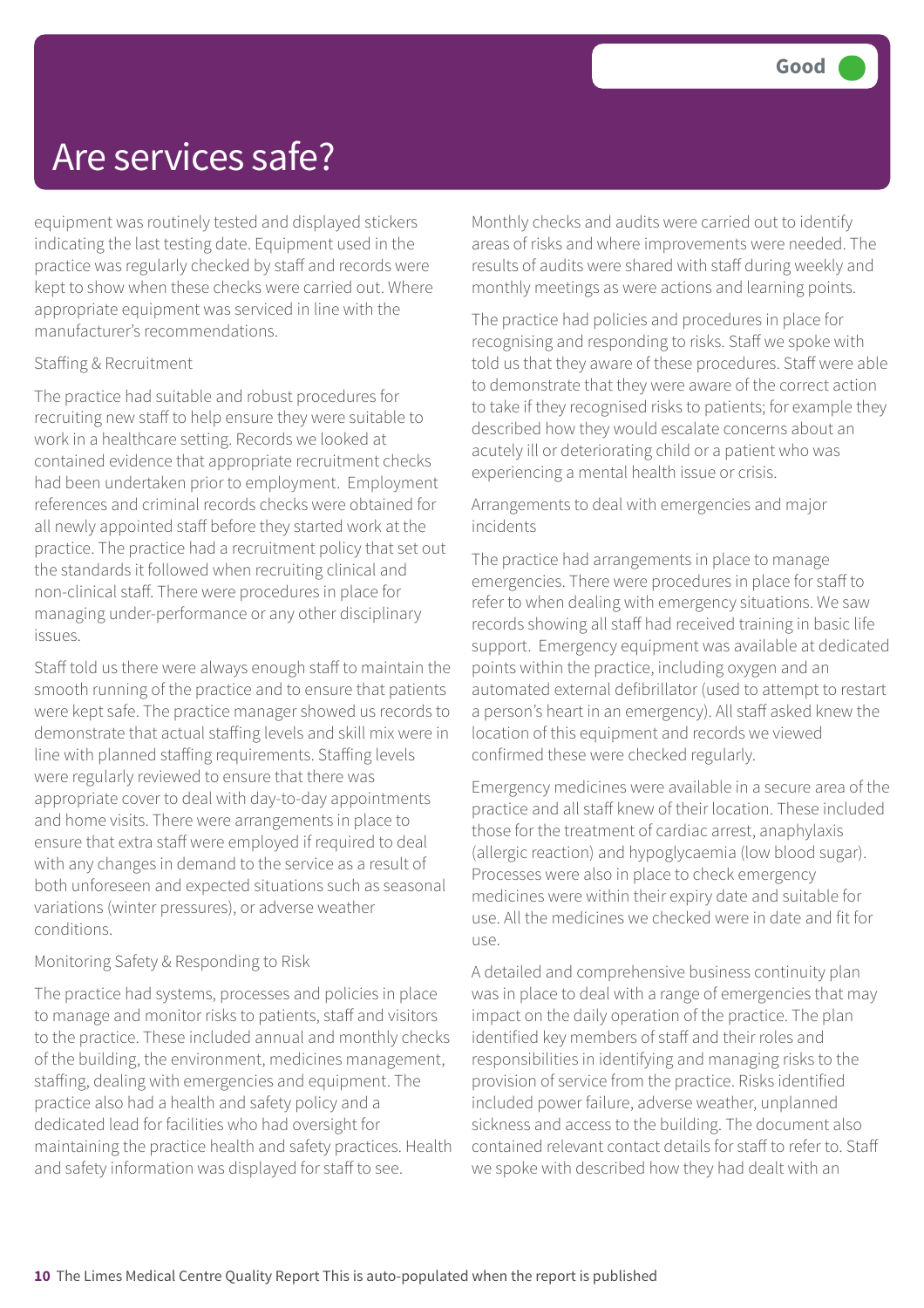# Are services safe?

**Good**

equipment was routinely tested and displayed stickers indicating the last testing date. Equipment used in the practice was regularly checked by staff and records were kept to show when these checks were carried out. Where appropriate equipment was serviced in line with the manufacturer's recommendations.

### Staffing & Recruitment

The practice had suitable and robust procedures for recruiting new staff to help ensure they were suitable to work in a healthcare setting. Records we looked at contained evidence that appropriate recruitment checks had been undertaken prior to employment. Employment references and criminal records checks were obtained for all newly appointed staff before they started work at the practice. The practice had a recruitment policy that set out the standards it followed when recruiting clinical and non-clinical staff. There were procedures in place for managing under-performance or any other disciplinary issues.

Staff told us there were always enough staff to maintain the smooth running of the practice and to ensure that patients were kept safe. The practice manager showed us records to demonstrate that actual staffing levels and skill mix were in line with planned staffing requirements. Staffing levels were regularly reviewed to ensure that there was appropriate cover to deal with day-to-day appointments and home visits. There were arrangements in place to ensure that extra staff were employed if required to deal with any changes in demand to the service as a result of both unforeseen and expected situations such as seasonal variations (winter pressures), or adverse weather conditions.

### Monitoring Safety & Responding to Risk

The practice had systems, processes and policies in place to manage and monitor risks to patients, staff and visitors to the practice. These included annual and monthly checks of the building, the environment, medicines management, staffing, dealing with emergencies and equipment. The practice also had a health and safety policy and a dedicated lead for facilities who had oversight for maintaining the practice health and safety practices. Health and safety information was displayed for staff to see.

Monthly checks and audits were carried out to identify areas of risks and where improvements were needed. The results of audits were shared with staff during weekly and monthly meetings as were actions and learning points.

The practice had policies and procedures in place for recognising and responding to risks. Staff we spoke with told us that they aware of these procedures. Staff were able to demonstrate that they were aware of the correct action to take if they recognised risks to patients; for example they described how they would escalate concerns about an acutely ill or deteriorating child or a patient who was experiencing a mental health issue or crisis.

### Arrangements to deal with emergencies and major incidents

The practice had arrangements in place to manage emergencies. There were procedures in place for staff to refer to when dealing with emergency situations. We saw records showing all staff had received training in basic life support. Emergency equipment was available at dedicated points within the practice, including oxygen and an automated external defibrillator (used to attempt to restart a person's heart in an emergency). All staff asked knew the location of this equipment and records we viewed confirmed these were checked regularly.

Emergency medicines were available in a secure area of the practice and all staff knew of their location. These included those for the treatment of cardiac arrest, anaphylaxis (allergic reaction) and hypoglycaemia (low blood sugar). Processes were also in place to check emergency medicines were within their expiry date and suitable for use. All the medicines we checked were in date and fit for use.

A detailed and comprehensive business continuity plan was in place to deal with a range of emergencies that may impact on the daily operation of the practice. The plan identified key members of staff and their roles and responsibilities in identifying and managing risks to the provision of service from the practice. Risks identified included power failure, adverse weather, unplanned sickness and access to the building. The document also contained relevant contact details for staff to refer to. Staff we spoke with described how they had dealt with an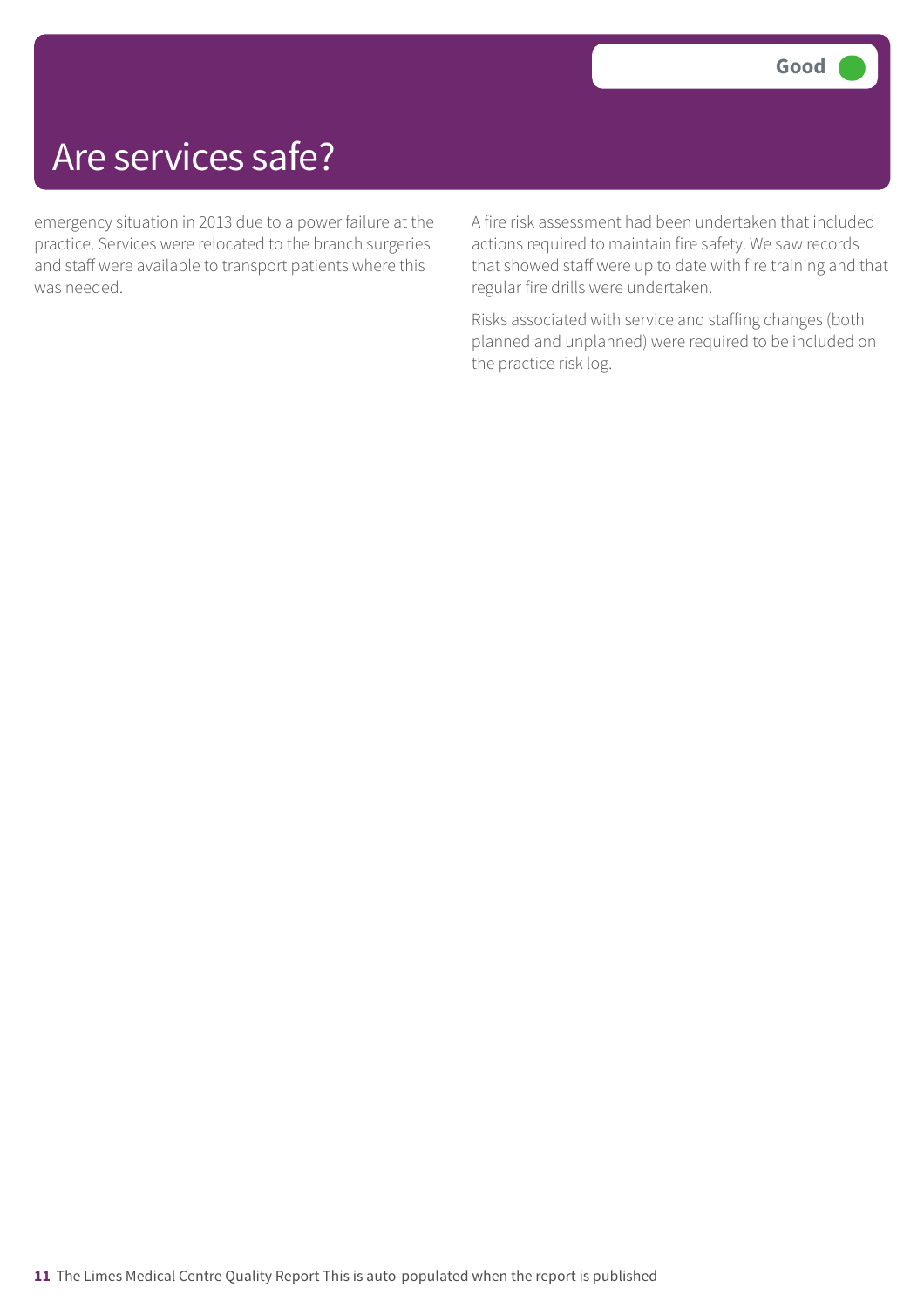# Are services safe?

Good

emergency situation in 2013 due to a power failure at the practice. Services were relocated to the branch surgeries and staff were available to transport patients where this was needed.

A fire risk assessment had been undertaken that included actions required to maintain fire safety. We saw records that showed staff were up to date with fire training and that regular fire drills were undertaken.

Risks associated with service and staffing changes (both planned and unplanned) were required to be included on the practice risk log.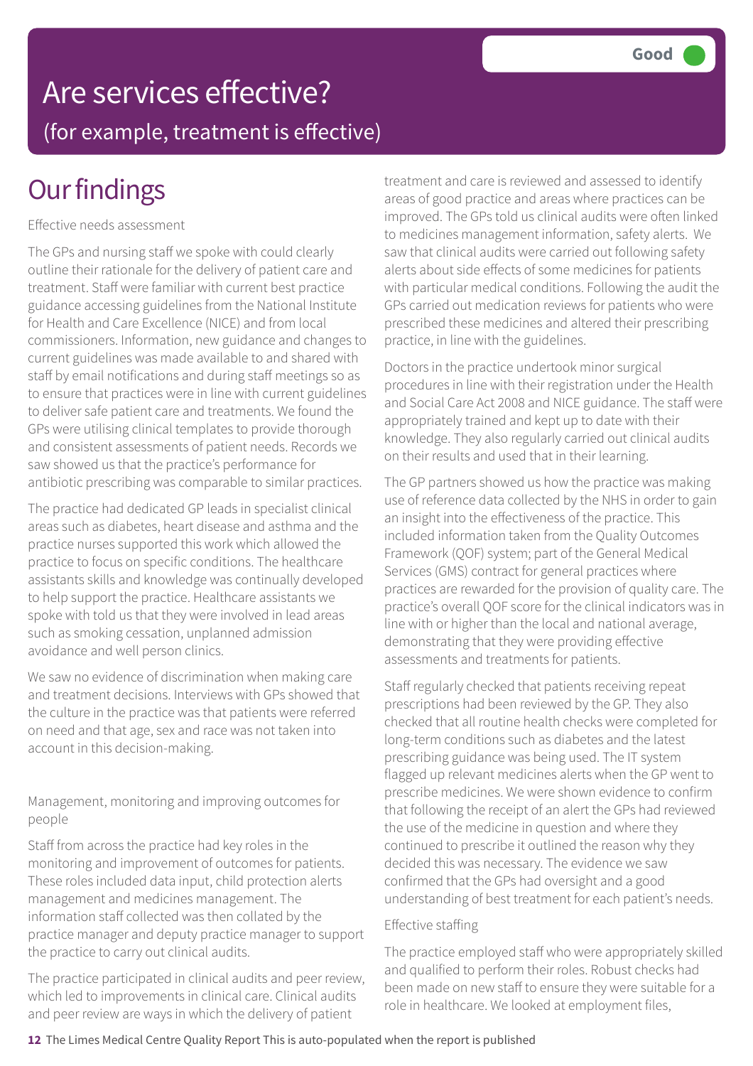# Are services effective?

## (for example, treatment is effective)

Good

## Our findings

### Effective needs assessment

The GPs and nursing staff we spoke with could clearly outline their rationale for the delivery of patient care and treatment. Staff were familiar with current best practice guidance accessing guidelines from the National Institute for Health and Care Excellence (NICE) and from local commissioners. Information, new guidance and changes to current guidelines was made available to and shared with staff by email notifications and during staff meetings so as to ensure that practices were in line with current guidelines to deliver safe patient care and treatments. We found the GPs were utilising clinical templates to provide thorough and consistent assessments of patient needs. Records we saw showed us that the practice's performance for antibiotic prescribing was comparable to similar practices.

The practice had dedicated GP leads in specialist clinical areas such as diabetes, heart disease and asthma and the practice nurses supported this work which allowed the practice to focus on specific conditions. The healthcare assistants skills and knowledge was continually developed to help support the practice. Healthcare assistants we spoke with told us that they were involved in lead areas such as smoking cessation, unplanned admission avoidance and well person clinics.

We saw no evidence of discrimination when making care and treatment decisions. Interviews with GPs showed that the culture in the practice was that patients were referred on need and that age, sex and race was not taken into account in this decision-making.

### Management, monitoring and improving outcomes for people

Staff from across the practice had key roles in the monitoring and improvement of outcomes for patients. These roles included data input, child protection alerts management and medicines management. The information staff collected was then collated by the practice manager and deputy practice manager to support the practice to carry out clinical audits.

The practice participated in clinical audits and peer review, which led to improvements in clinical care. Clinical audits and peer review are ways in which the delivery of patient treatment and care is reviewed and assessed to identify areas of good practice and areas where practices can be improved. The GPs told us clinical audits were often linked to medicines management information, safety alerts. We saw that clinical audits were carried out following safety alerts about side effects of some medicines for patients with particular medical conditions. Following the audit the GPs carried out medication reviews for patients who were prescribed these medicines and altered their prescribing practice, in line with the guidelines.

Doctors in the practice undertook minor surgical procedures in line with their registration under the Health and Social Care Act 2008 and NICE guidance. The staff were appropriately trained and kept up to date with their knowledge. They also regularly carried out clinical audits on their results and used that in their learning.

The GP partners showed us how the practice was making use of reference data collected by the NHS in order to gain an insight into the effectiveness of the practice. This included information taken from the Quality Outcomes Framework (QOF) system; part of the General Medical Services (GMS) contract for general practices where practices are rewarded for the provision of quality care. The practice's overall QOF score for the clinical indicators was in line with or higher than the local and national average, demonstrating that they were providing effective assessments and treatments for patients.

Staff regularly checked that patients receiving repeat prescriptions had been reviewed by the GP. They also checked that all routine health checks were completed for long-term conditions such as diabetes and the latest prescribing guidance was being used. The IT system flagged up relevant medicines alerts when the GP went to prescribe medicines. We were shown evidence to confirm that following the receipt of an alert the GPs had reviewed the use of the medicine in question and where they continued to prescribe it outlined the reason why they decided this was necessary. The evidence we saw confirmed that the GPs had oversight and a good understanding of best treatment for each patient's needs.

### Effective staffing

The practice employed staff who were appropriately skilled and qualified to perform their roles. Robust checks had been made on new staff to ensure they were suitable for a role in healthcare. We looked at employment files,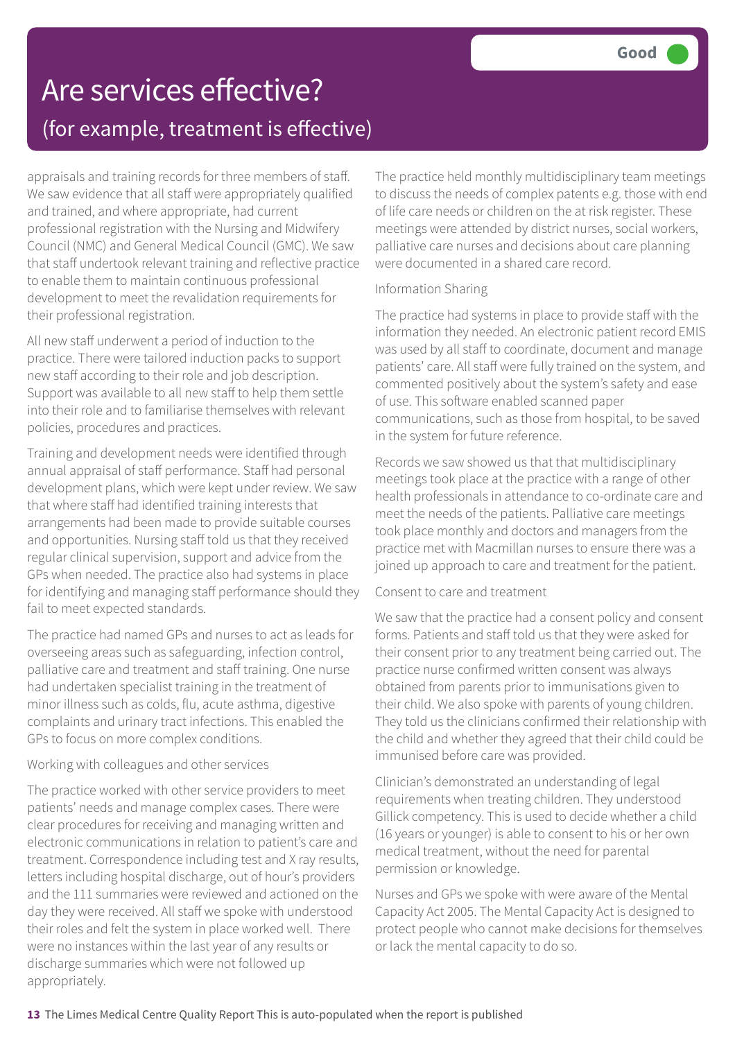# Are services effective?

## (for example, treatment is effective)

**Good**

appraisals and training records for three members of staff. We saw evidence that all staff were appropriately qualified and trained, and where appropriate, had current professional registration with the Nursing and Midwifery Council (NMC) and General Medical Council (GMC). We saw that staff undertook relevant training and reflective practice to enable them to maintain continuous professional development to meet the revalidation requirements for their professional registration.

All new staff underwent a period of induction to the practice. There were tailored induction packs to support new staff according to their role and job description. Support was available to all new staff to help them settle into their role and to familiarise themselves with relevant policies, procedures and practices.

Training and development needs were identified through annual appraisal of staff performance. Staff had personal development plans, which were kept under review. We saw that where staff had identified training interests that arrangements had been made to provide suitable courses and opportunities. Nursing staff told us that they received regular clinical supervision, support and advice from the GPs when needed. The practice also had systems in place for identifying and managing staff performance should they fail to meet expected standards.

The practice had named GPs and nurses to act as leads for overseeing areas such as safeguarding, infection control, palliative care and treatment and staff training. One nurse had undertaken specialist training in the treatment of minor illness such as colds, flu, acute asthma, digestive complaints and urinary tract infections. This enabled the GPs to focus on more complex conditions.

Working with colleagues and other services

The practice worked with other service providers to meet patients' needs and manage complex cases. There were clear procedures for receiving and managing written and electronic communications in relation to patient's care and treatment. Correspondence including test and X ray results, letters including hospital discharge, out of hour's providers and the 111 summaries were reviewed and actioned on the day they were received. All staff we spoke with understood their roles and felt the system in place worked well. There were no instances within the last year of any results or discharge summaries which were not followed up appropriately.

The practice held monthly multidisciplinary team meetings to discuss the needs of complex patents e.g. those with end of life care needs or children on the at risk register. These meetings were attended by district nurses, social workers, palliative care nurses and decisions about care planning were documented in a shared care record.

Information Sharing

The practice had systems in place to provide staff with the information they needed. An electronic patient record EMIS was used by all staff to coordinate, document and manage patients' care. All staff were fully trained on the system, and commented positively about the system's safety and ease of use. This software enabled scanned paper communications, such as those from hospital, to be saved in the system for future reference.

Records we saw showed us that that multidisciplinary meetings took place at the practice with a range of other health professionals in attendance to co-ordinate care and meet the needs of the patients. Palliative care meetings took place monthly and doctors and managers from the practice met with Macmillan nurses to ensure there was a joined up approach to care and treatment for the patient.

Consent to care and treatment

We saw that the practice had a consent policy and consent forms. Patients and staff told us that they were asked for their consent prior to any treatment being carried out. The practice nurse confirmed written consent was always obtained from parents prior to immunisations given to their child. We also spoke with parents of young children. They told us the clinicians confirmed their relationship with the child and whether they agreed that their child could be immunised before care was provided.

Clinician's demonstrated an understanding of legal requirements when treating children. They understood Gillick competency. This is used to decide whether a child (16 years or younger) is able to consent to his or her own medical treatment, without the need for parental permission or knowledge.

Nurses and GPs we spoke with were aware of the Mental Capacity Act 2005. The Mental Capacity Act is designed to protect people who cannot make decisions for themselves or lack the mental capacity to do so.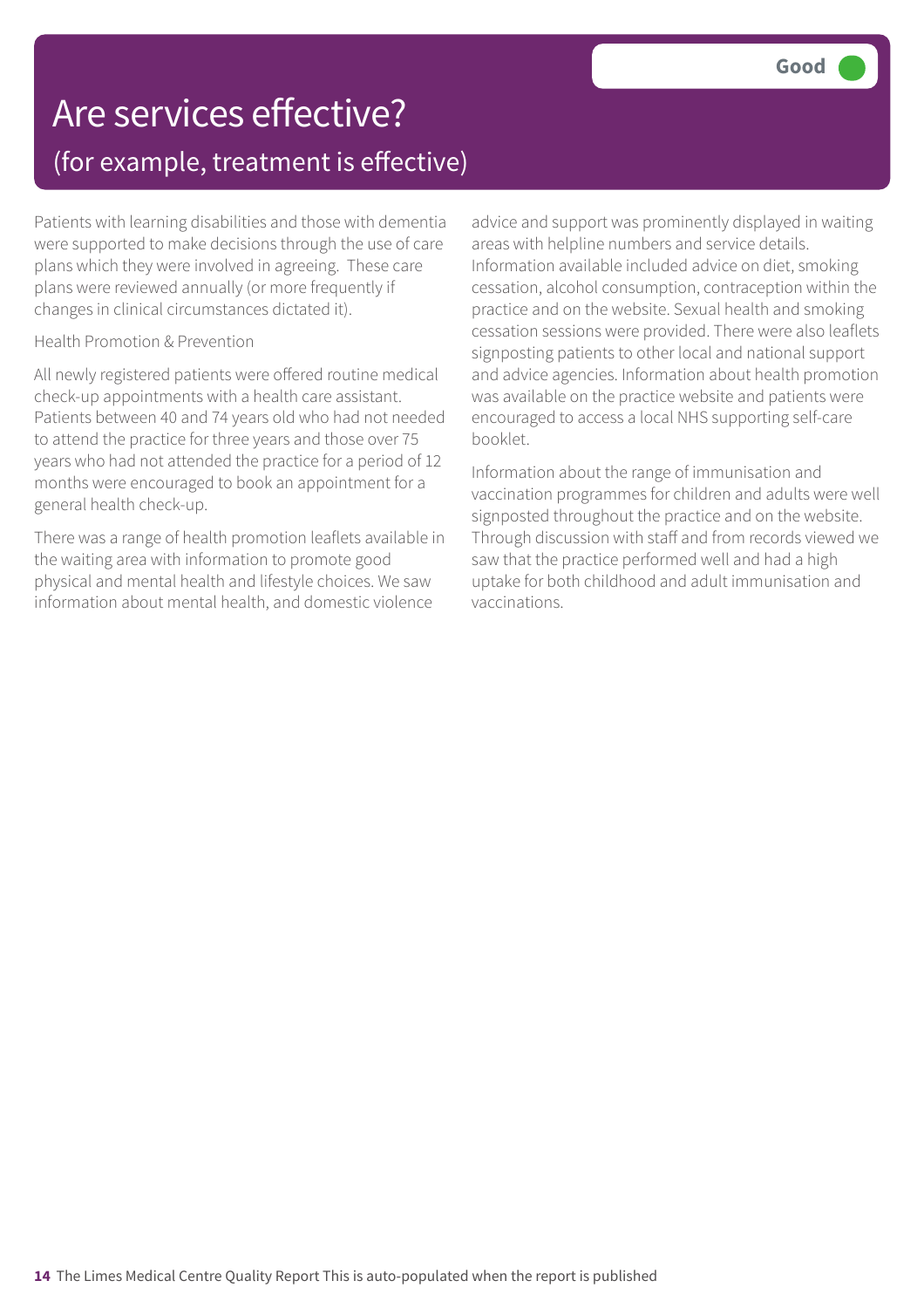# Are services effective?

## (for example, treatment is effective)

**Good**

Patients with learning disabilities and those with dementia were supported to make decisions through the use of care plans which they were involved in agreeing. These care plans were reviewed annually (or more frequently if changes in clinical circumstances dictated it).

Health Promotion & Prevention

All newly registered patients were offered routine medical check-up appointments with a health care assistant. Patients between 40 and 74 years old who had not needed to attend the practice for three years and those over 75 years who had not attended the practice for a period of 12 months were encouraged to book an appointment for a general health check-up.

There was a range of health promotion leaflets available in the waiting area with information to promote good physical and mental health and lifestyle choices. We saw information about mental health, and domestic violence advice and support was prominently displayed in waiting areas with helpline numbers and service details. Information available included advice on diet, smoking cessation, alcohol consumption, contraception within the practice and on the website. Sexual health and smoking cessation sessions were provided. There were also leaflets signposting patients to other local and national support and advice agencies. Information about health promotion was available on the practice website and patients were encouraged to access a local NHS supporting self-care booklet.

Information about the range of immunisation and vaccination programmes for children and adults were well signposted throughout the practice and on the website. Through discussion with staff and from records viewed we saw that the practice performed well and had a high uptake for both childhood and adult immunisation and vaccinations.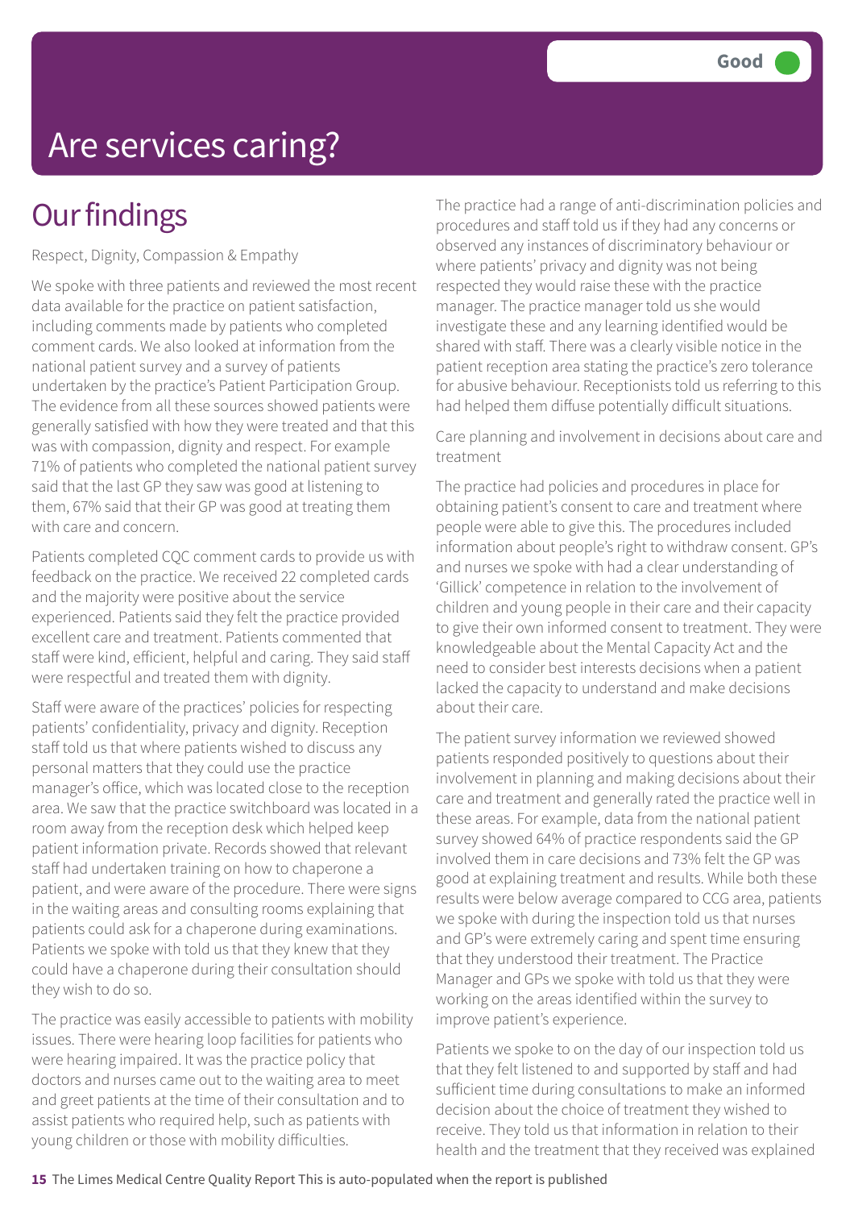Good

# Are services caring?

## Our findings

Respect, Dignity, Compassion & Empathy

We spoke with three patients and reviewed the most recent data available for the practice on patient satisfaction, including comments made by patients who completed comment cards. We also looked at information from the national patient survey and a survey of patients undertaken by the practice's Patient Participation Group. The evidence from all these sources showed patients were generally satisfied with how they were treated and that this was with compassion, dignity and respect. For example 71% of patients who completed the national patient survey said that the last GP they saw was good at listening to them, 67% said that their GP was good at treating them with care and concern.

Patients completed CQC comment cards to provide us with feedback on the practice. We received 22 completed cards and the majority were positive about the service experienced. Patients said they felt the practice provided excellent care and treatment. Patients commented that staff were kind, efficient, helpful and caring. They said staff were respectful and treated them with dignity.

Staff were aware of the practices' policies for respecting patients' confidentiality, privacy and dignity. Reception staff told us that where patients wished to discuss any personal matters that they could use the practice manager's office, which was located close to the reception area. We saw that the practice switchboard was located in a room away from the reception desk which helped keep patient information private. Records showed that relevant staff had undertaken training on how to chaperone a patient, and were aware of the procedure. There were signs in the waiting areas and consulting rooms explaining that patients could ask for a chaperone during examinations. Patients we spoke with told us that they knew that they could have a chaperone during their consultation should they wish to do so.

The practice was easily accessible to patients with mobility issues. There were hearing loop facilities for patients who were hearing impaired. It was the practice policy that doctors and nurses came out to the waiting area to meet and greet patients at the time of their consultation and to assist patients who required help, such as patients with young children or those with mobility difficulties.

The practice had a range of anti-discrimination policies and procedures and staff told us if they had any concerns or observed any instances of discriminatory behaviour or where patients' privacy and dignity was not being respected they would raise these with the practice manager. The practice manager told us she would investigate these and any learning identified would be shared with staff. There was a clearly visible notice in the patient reception area stating the practice's zero tolerance for abusive behaviour. Receptionists told us referring to this had helped them diffuse potentially difficult situations.

Care planning and involvement in decisions about care and treatment

The practice had policies and procedures in place for obtaining patient's consent to care and treatment where people were able to give this. The procedures included information about people's right to withdraw consent. GP's and nurses we spoke with had a clear understanding of 'Gillick' competence in relation to the involvement of children and young people in their care and their capacity to give their own informed consent to treatment. They were knowledgeable about the Mental Capacity Act and the need to consider best interests decisions when a patient lacked the capacity to understand and make decisions about their care.

The patient survey information we reviewed showed patients responded positively to questions about their involvement in planning and making decisions about their care and treatment and generally rated the practice well in these areas. For example, data from the national patient survey showed 64% of practice respondents said the GP involved them in care decisions and 73% felt the GP was good at explaining treatment and results. While both these results were below average compared to CCG area, patients we spoke with during the inspection told us that nurses and GP's were extremely caring and spent time ensuring that they understood their treatment. The Practice Manager and GPs we spoke with told us that they were working on the areas identified within the survey to improve patient's experience.

Patients we spoke to on the day of our inspection told us that they felt listened to and supported by staff and had sufficient time during consultations to make an informed decision about the choice of treatment they wished to receive. They told us that information in relation to their health and the treatment that they received was explained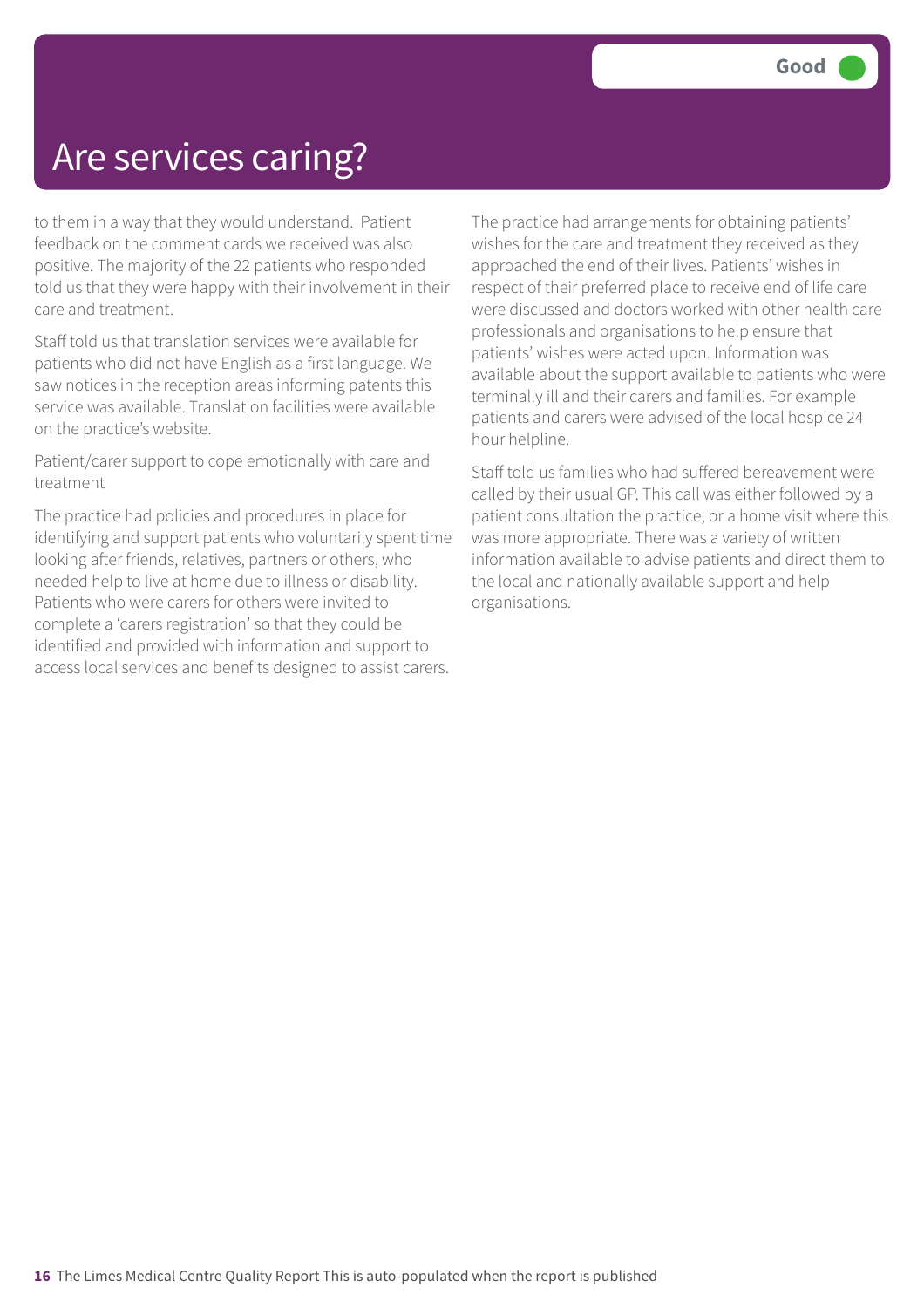# Are services caring?

**Good**

to them in a way that they would understand. Patient feedback on the comment cards we received was also positive. The majority of the 22 patients who responded told us that they were happy with their involvement in their care and treatment.

Staff told us that translation services were available for patients who did not have English as a first language. We saw notices in the reception areas informing patents this service was available. Translation facilities were available on the practice's website.

Patient/carer support to cope emotionally with care and treatment

The practice had policies and procedures in place for identifying and support patients who voluntarily spent time looking after friends, relatives, partners or others, who needed help to live at home due to illness or disability. Patients who were carers for others were invited to complete a 'carers registration' so that they could be identified and provided with information and support to access local services and benefits designed to assist carers.

The practice had arrangements for obtaining patients' wishes for the care and treatment they received as they approached the end of their lives. Patients' wishes in respect of their preferred place to receive end of life care were discussed and doctors worked with other health care professionals and organisations to help ensure that patients' wishes were acted upon. Information was available about the support available to patients who were terminally ill and their carers and families. For example patients and carers were advised of the local hospice 24 hour helpline.

Staff told us families who had suffered bereavement were called by their usual GP. This call was either followed by a patient consultation the practice, or a home visit where this was more appropriate. There was a variety of written information available to advise patients and direct them to the local and nationally available support and help organisations.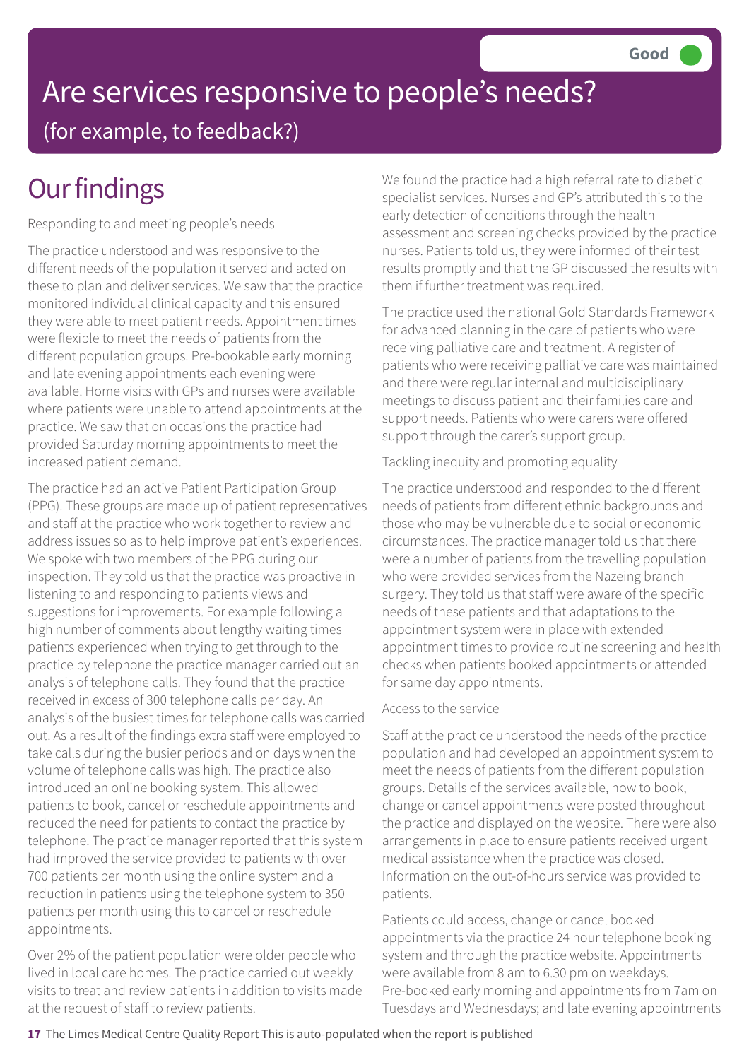Good

# Are services responsive to people's needs?

(for example, to feedback?)

## Our findings

Responding to and meeting people's needs

The practice understood and was responsive to the different needs of the population it served and acted on these to plan and deliver services. We saw that the practice monitored individual clinical capacity and this ensured they were able to meet patient needs. Appointment times were flexible to meet the needs of patients from the different population groups. Pre-bookable early morning and late evening appointments each evening were available. Home visits with GPs and nurses were available where patients were unable to attend appointments at the practice. We saw that on occasions the practice had provided Saturday morning appointments to meet the increased patient demand.

The practice had an active Patient Participation Group (PPG). These groups are made up of patient representatives and staff at the practice who work together to review and address issues so as to help improve patient's experiences. We spoke with two members of the PPG during our inspection. They told us that the practice was proactive in listening to and responding to patients views and suggestions for improvements. For example following a high number of comments about lengthy waiting times patients experienced when trying to get through to the practice by telephone the practice manager carried out an analysis of telephone calls. They found that the practice received in excess of 300 telephone calls per day. An analysis of the busiest times for telephone calls was carried out. As a result of the findings extra staff were employed to take calls during the busier periods and on days when the volume of telephone calls was high. The practice also introduced an online booking system. This allowed patients to book, cancel or reschedule appointments and reduced the need for patients to contact the practice by telephone. The practice manager reported that this system had improved the service provided to patients with over 700 patients per month using the online system and a reduction in patients using the telephone system to 350 patients per month using this to cancel or reschedule appointments.

Over 2% of the patient population were older people who lived in local care homes. The practice carried out weekly visits to treat and review patients in addition to visits made at the request of staff to review patients.

We found the practice had a high referral rate to diabetic specialist services. Nurses and GP's attributed this to the early detection of conditions through the health assessment and screening checks provided by the practice nurses. Patients told us, they were informed of their test results promptly and that the GP discussed the results with them if further treatment was required.

The practice used the national Gold Standards Framework for advanced planning in the care of patients who were receiving palliative care and treatment. A register of patients who were receiving palliative care was maintained and there were regular internal and multidisciplinary meetings to discuss patient and their families care and support needs. Patients who were carers were offered support through the carer's support group.

Tackling inequity and promoting equality

The practice understood and responded to the different needs of patients from different ethnic backgrounds and those who may be vulnerable due to social or economic circumstances. The practice manager told us that there were a number of patients from the travelling population who were provided services from the Nazeing branch surgery. They told us that staff were aware of the specific needs of these patients and that adaptations to the appointment system were in place with extended appointment times to provide routine screening and health checks when patients booked appointments or attended for same day appointments.

Access to the service

Staff at the practice understood the needs of the practice population and had developed an appointment system to meet the needs of patients from the different population groups. Details of the services available, how to book, change or cancel appointments were posted throughout the practice and displayed on the website. There were also arrangements in place to ensure patients received urgent medical assistance when the practice was closed. Information on the out-of-hours service was provided to patients.

Patients could access, change or cancel booked appointments via the practice 24 hour telephone booking system and through the practice website. Appointments were available from 8 am to 6.30 pm on weekdays. Pre-booked early morning and appointments from 7am on Tuesdays and Wednesdays; and late evening appointments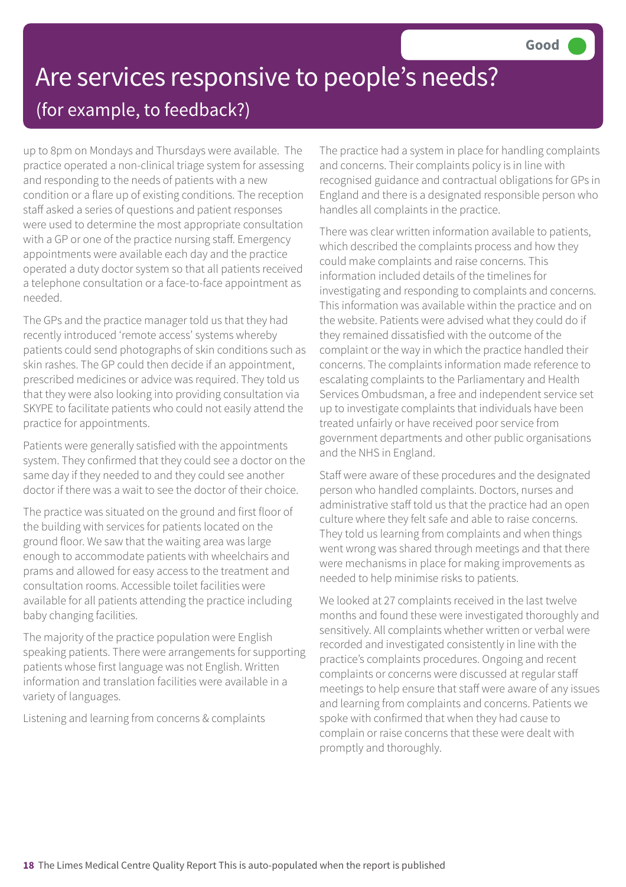# Are services responsive to people's needs?

## (for example, to feedback?)

**Good**

up to 8pm on Mondays and Thursdays were available. The practice operated a non-clinical triage system for assessing and responding to the needs of patients with a new condition or a flare up of existing conditions. The reception staff asked a series of questions and patient responses were used to determine the most appropriate consultation with a GP or one of the practice nursing staff. Emergency appointments were available each day and the practice operated a duty doctor system so that all patients received a telephone consultation or a face-to-face appointment as needed.

The GPs and the practice manager told us that they had recently introduced 'remote access' systems whereby patients could send photographs of skin conditions such as skin rashes. The GP could then decide if an appointment, prescribed medicines or advice was required. They told us that they were also looking into providing consultation via SKYPE to facilitate patients who could not easily attend the practice for appointments.

Patients were generally satisfied with the appointments system. They confirmed that they could see a doctor on the same day if they needed to and they could see another doctor if there was a wait to see the doctor of their choice.

The practice was situated on the ground and first floor of the building with services for patients located on the ground floor. We saw that the waiting area was large enough to accommodate patients with wheelchairs and prams and allowed for easy access to the treatment and consultation rooms. Accessible toilet facilities were available for all patients attending the practice including baby changing facilities.

The majority of the practice population were English speaking patients. There were arrangements for supporting patients whose first language was not English. Written information and translation facilities were available in a variety of languages.

Listening and learning from concerns & complaints

The practice had a system in place for handling complaints and concerns. Their complaints policy is in line with recognised guidance and contractual obligations for GPs in England and there is a designated responsible person who handles all complaints in the practice.

There was clear written information available to patients, which described the complaints process and how they could make complaints and raise concerns. This information included details of the timelines for investigating and responding to complaints and concerns. This information was available within the practice and on the website. Patients were advised what they could do if they remained dissatisfied with the outcome of the complaint or the way in which the practice handled their concerns. The complaints information made reference to escalating complaints to the Parliamentary and Health Services Ombudsman, a free and independent service set up to investigate complaints that individuals have been treated unfairly or have received poor service from government departments and other public organisations and the NHS in England.

Staff were aware of these procedures and the designated person who handled complaints. Doctors, nurses and administrative staff told us that the practice had an open culture where they felt safe and able to raise concerns. They told us learning from complaints and when things went wrong was shared through meetings and that there were mechanisms in place for making improvements as needed to help minimise risks to patients.

We looked at 27 complaints received in the last twelve months and found these were investigated thoroughly and sensitively. All complaints whether written or verbal were recorded and investigated consistently in line with the practice's complaints procedures. Ongoing and recent complaints or concerns were discussed at regular staff meetings to help ensure that staff were aware of any issues and learning from complaints and concerns. Patients we spoke with confirmed that when they had cause to complain or raise concerns that these were dealt with promptly and thoroughly.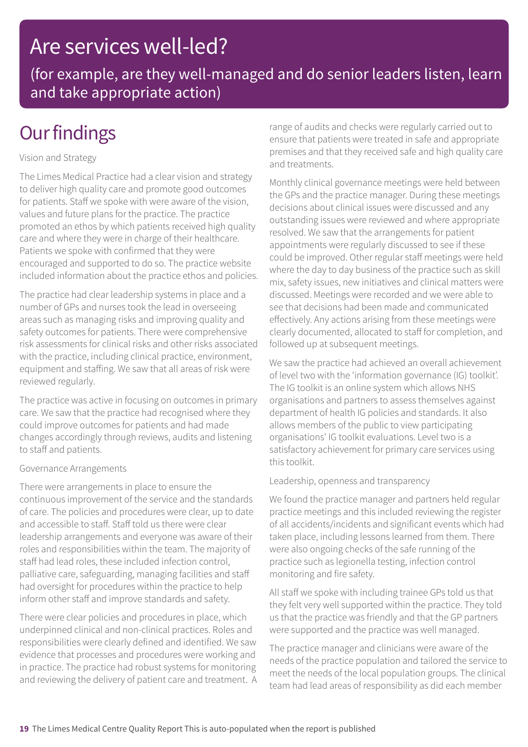# Are services well-led?

(for example, are they well-managed and do senior leaders listen, learn and take appropriate action)

## Our findings

Vision and Strategy

The Limes Medical Practice had a clear vision and strategy to deliver high quality care and promote good outcomes for patients. Staff we spoke with were aware of the vision, values and future plans for the practice. The practice promoted an ethos by which patients received high quality care and where they were in charge of their healthcare. Patients we spoke with confirmed that they were encouraged and supported to do so. The practice website included information about the practice ethos and policies.

The practice had clear leadership systems in place and a number of GPs and nurses took the lead in overseeing areas such as managing risks and improving quality and safety outcomes for patients. There were comprehensive risk assessments for clinical risks and other risks associated with the practice, including clinical practice, environment, equipment and staffing. We saw that all areas of risk were reviewed regularly.

The practice was active in focusing on outcomes in primary care. We saw that the practice had recognised where they could improve outcomes for patients and had made changes accordingly through reviews, audits and listening to staff and patients.

Governance Arrangements

There were arrangements in place to ensure the continuous improvement of the service and the standards of care. The policies and procedures were clear, up to date and accessible to staff. Staff told us there were clear leadership arrangements and everyone was aware of their roles and responsibilities within the team. The majority of staff had lead roles, these included infection control, palliative care, safeguarding, managing facilities and staff had oversight for procedures within the practice to help inform other staff and improve standards and safety.

There were clear policies and procedures in place, which underpinned clinical and non-clinical practices. Roles and responsibilities were clearly defined and identified. We saw evidence that processes and procedures were working and in practice. The practice had robust systems for monitoring and reviewing the delivery of patient care and treatment. A range of audits and checks were regularly carried out to ensure that patients were treated in safe and appropriate premises and that they received safe and high quality care and treatments.

Monthly clinical governance meetings were held between the GPs and the practice manager. During these meetings decisions about clinical issues were discussed and any outstanding issues were reviewed and where appropriate resolved. We saw that the arrangements for patient appointments were regularly discussed to see if these could be improved. Other regular staff meetings were held where the day to day business of the practice such as skill mix, safety issues, new initiatives and clinical matters were discussed. Meetings were recorded and we were able to see that decisions had been made and communicated effectively. Any actions arising from these meetings were clearly documented, allocated to staff for completion, and followed up at subsequent meetings.

We saw the practice had achieved an overall achievement of level two with the 'information governance (IG) toolkit'. The IG toolkit is an online system which allows NHS organisations and partners to assess themselves against department of health IG policies and standards. It also allows members of the public to view participating organisations' IG toolkit evaluations. Level two is a satisfactory achievement for primary care services using this toolkit.

Leadership, openness and transparency

We found the practice manager and partners held regular practice meetings and this included reviewing the register of all accidents/incidents and significant events which had taken place, including lessons learned from them. There were also ongoing checks of the safe running of the practice such as legionella testing, infection control monitoring and fire safety.

All staff we spoke with including trainee GPs told us that they felt very well supported within the practice. They told us that the practice was friendly and that the GP partners were supported and the practice was well managed.

The practice manager and clinicians were aware of the needs of the practice population and tailored the service to meet the needs of the local population groups. The clinical team had lead areas of responsibility as did each member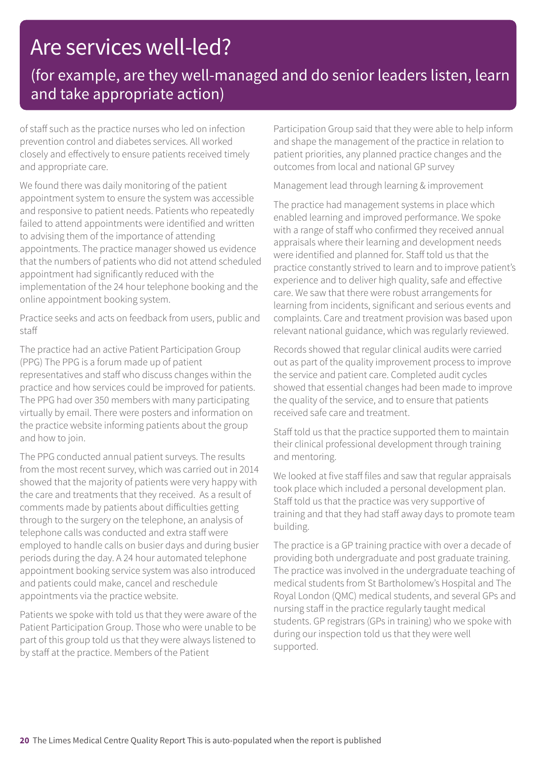# Are services well-led?

## (for example, are they well-managed and do senior leaders listen, learn and take appropriate action)

of staff such as the practice nurses who led on infection prevention control and diabetes services. All worked closely and effectively to ensure patients received timely and appropriate care.

We found there was daily monitoring of the patient appointment system to ensure the system was accessible and responsive to patient needs. Patients who repeatedly failed to attend appointments were identified and written to advising them of the importance of attending appointments. The practice manager showed us evidence that the numbers of patients who did not attend scheduled appointment had significantly reduced with the implementation of the 24 hour telephone booking and the online appointment booking system.

### Practice seeks and acts on feedback from users, public and staff

The practice had an active Patient Participation Group (PPG) The PPG is a forum made up of patient representatives and staff who discuss changes within the practice and how services could be improved for patients. The PPG had over 350 members with many participating virtually by email. There were posters and information on the practice website informing patients about the group and how to join.

The PPG conducted annual patient surveys. The results from the most recent survey, which was carried out in 2014 showed that the majority of patients were very happy with the care and treatments that they received. As a result of comments made by patients about difficulties getting through to the surgery on the telephone, an analysis of telephone calls was conducted and extra staff were employed to handle calls on busier days and during busier periods during the day. A 24 hour automated telephone appointment booking service system was also introduced and patients could make, cancel and reschedule appointments via the practice website.

Patients we spoke with told us that they were aware of the Patient Participation Group. Those who were unable to be part of this group told us that they were always listened to by staff at the practice. Members of the Patient Participation Group said that they were able to help inform and shape the management of the practice in relation to patient priorities, any planned practice changes and the outcomes from local and national GP survey

### Management lead through learning & improvement

The practice had management systems in place which enabled learning and improved performance. We spoke with a range of staff who confirmed they received annual appraisals where their learning and development needs were identified and planned for. Staff told us that the practice constantly strived to learn and to improve patient's experience and to deliver high quality, safe and effective care. We saw that there were robust arrangements for learning from incidents, significant and serious events and complaints. Care and treatment provision was based upon relevant national guidance, which was regularly reviewed.

Records showed that regular clinical audits were carried out as part of the quality improvement process to improve the service and patient care. Completed audit cycles showed that essential changes had been made to improve the quality of the service, and to ensure that patients received safe care and treatment.

Staff told us that the practice supported them to maintain their clinical professional development through training and mentoring.

We looked at five staff files and saw that regular appraisals took place which included a personal development plan. Staff told us that the practice was very supportive of training and that they had staff away days to promote team building.

The practice is a GP training practice with over a decade of providing both undergraduate and post graduate training. The practice was involved in the undergraduate teaching of medical students from St Bartholomew's Hospital and The Royal London (QMC) medical students, and several GPs and nursing staff in the practice regularly taught medical students. GP registrars (GPs in training) who we spoke with during our inspection told us that they were well supported.